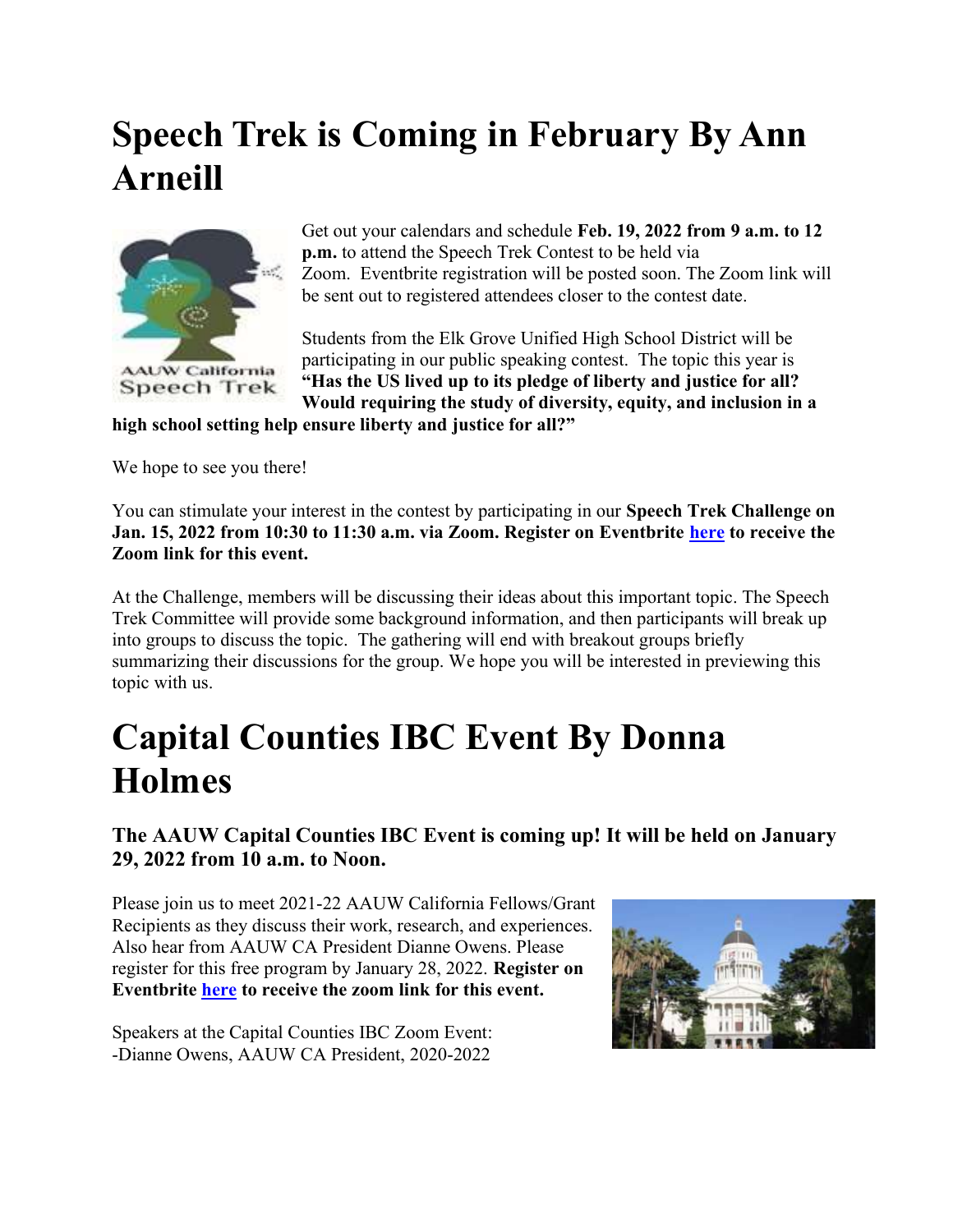# Speech Trek is Coming in February By Ann Arneill

Get out your calendars and schedule **Feb. 19, 2022 from 9 a.m. to 12 p.m.** to attend the Speech Trek Contest to be held via Zoom. Eventbrite registration will be posted soon. The Zoom link will be sent out to registered attendees closer to the contest date.

Students from the Elk Grove Unified High School District will be participating in our public speaking contest. The topic this year is **"Has the US lived up to its pledge of liberty and justice for all? Would requiring the study of diversity, equity, and inclusion in a high school setting help ensure liberty and justice for all?"**

We hope to see you there!

You can stimulate your interest in the contest by participating in our **Speech Trek Challenge on Jan. 15, 2022 from 10:30 to 11:30 a.m. via Zoom. Register on Eventbrite here to receive the Zoom link for this event.**

At the Challenge, members will be discussing their ideas about this important topic. The Speech Trek Committee will provide some background information, and then participants will break up into groups to discuss the topic. The gathering will end with breakout groups briefly summarizing their discussions for the group. We hope you will be interested in previewing this topic with us.

# Capital Counties IBC Event By Donna Holmes

### The AAUW Capital Counties IBC Event is coming up! It will be held on January 29, 2022 from 10 a.m. to Noon.

Please join us to meet 2021-22 AAUW California Fellows/Grant Recipients as they discuss their work, research, and experiences. Also hear from AAUW CA President Dianne Owens. Please register for this free program by January 28, 2022. **Register on Eventbrite here to receive the zoom link for this event.**

Speakers at the Capital Counties IBC Zoom Event:
-Dianne Owens, AAUW CA President, 2020-2022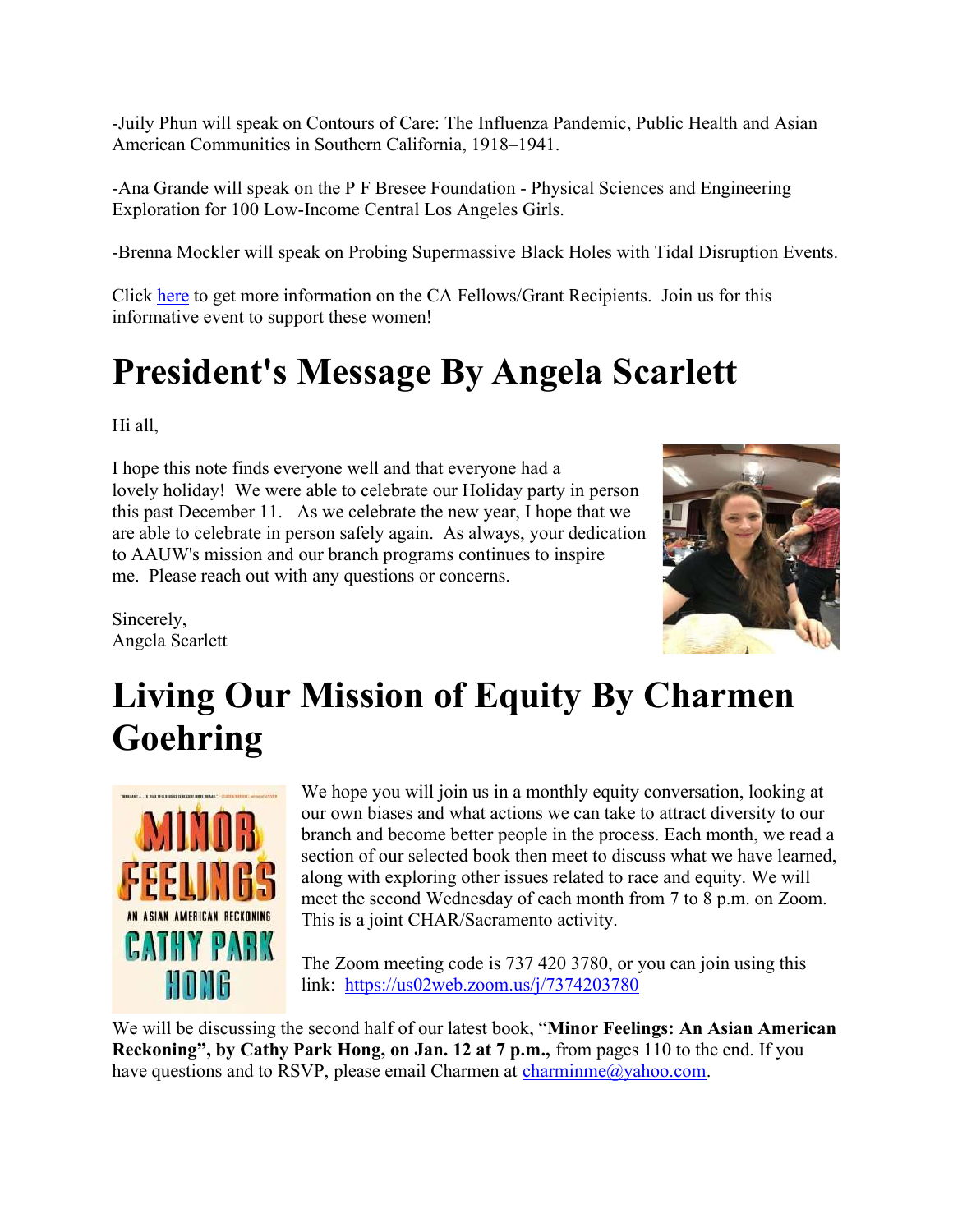-Juily Phun will speak on Contours of Care: The Influenza Pandemic, Public Health and Asian American Communities in Southern California, 1918–1941.

-Ana Grande will speak on the P F Bresee Foundation - Physical Sciences and Engineering Exploration for 100 Low-Income Central Los Angeles Girls.

-Brenna Mockler will speak on Probing Supermassive Black Holes with Tidal Disruption Events.

Click here to get more information on the CA Fellows/Grant Recipients. Join us for this informative event to support these women!

# President's Message By Angela Scarlett

Hi all,

I hope this note finds everyone well and that everyone had a lovely holiday! We were able to celebrate our Holiday party in person this past December 11. As we celebrate the new year, I hope that we are able to celebrate in person safely again. As always, your dedication to AAUW's mission and our branch programs continues to inspire me. Please reach out with any questions or concerns.

Sincerely,
Angela Scarlett

# Living Our Mission of Equity By Charmen Goehring

We hope you will join us in a monthly equity conversation, looking at our own biases and what actions we can take to attract diversity to our branch and become better people in the process. Each month, we read a section of our selected book then meet to discuss what we have learned, along with exploring other issues related to race and equity. We will meet the second Wednesday of each month from 7 to 8 p.m. on Zoom. This is a joint CHAR/Sacramento activity.

The Zoom meeting code is 737 420 3780, or you can join using this link: https://us02web.zoom.us/j/7374203780

We will be discussing the second half of our latest book, "**Minor Feelings: An Asian American Reckoning", by Cathy Park Hong, on Jan. 12 at 7 p.m.,** from pages 110 to the end. If you have questions and to RSVP, please email Charmen at charminme@yahoo.com.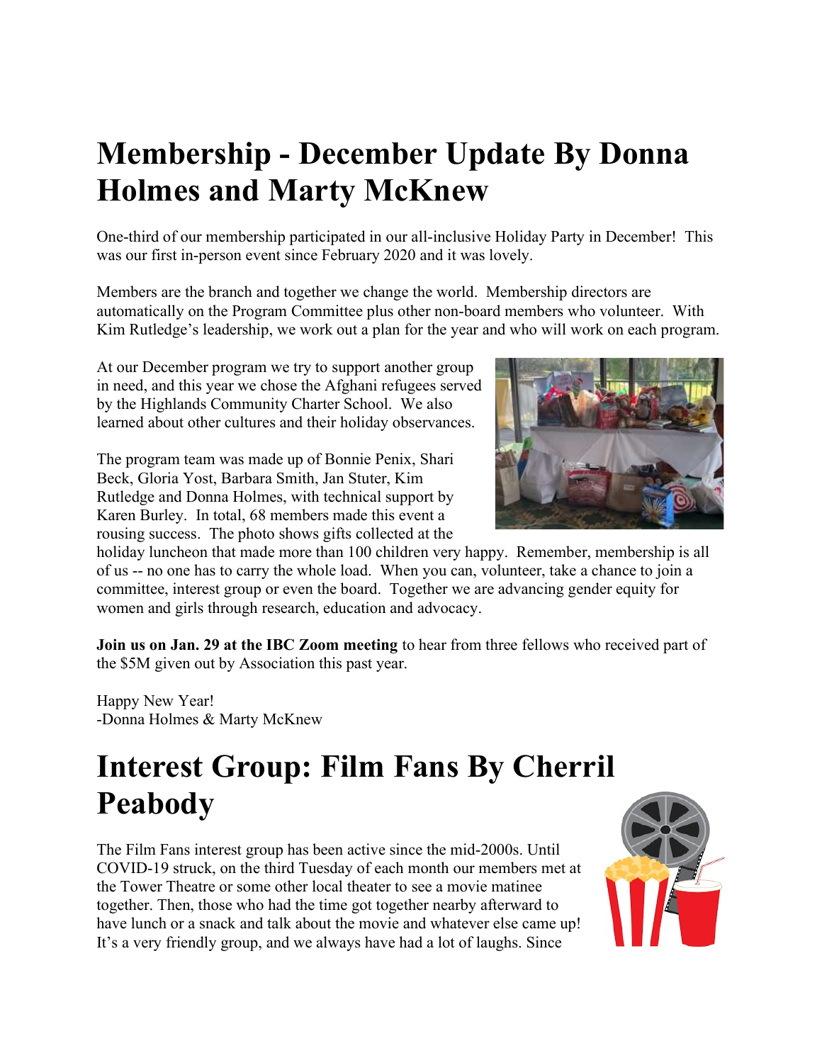# Membership - December Update By Donna Holmes and Marty McKnew

One-third of our membership participated in our all-inclusive Holiday Party in December! This was our first in-person event since February 2020 and it was lovely.

Members are the branch and together we change the world. Membership directors are automatically on the Program Committee plus other non-board members who volunteer. With Kim Rutledge's leadership, we work out a plan for the year and who will work on each program.

At our December program we try to support another group in need, and this year we chose the Afghani refugees served by the Highlands Community Charter School. We also learned about other cultures and their holiday observances.

The program team was made up of Bonnie Penix, Shari Beck, Gloria Yost, Barbara Smith, Jan Stuter, Kim Rutledge and Donna Holmes, with technical support by Karen Burley. In total, 68 members made this event a rousing success. The photo shows gifts collected at the holiday luncheon that made more than 100 children very happy. Remember, membership is all of us -- no one has to carry the whole load. When you can, volunteer, take a chance to join a committee, interest group or even the board. Together we are advancing gender equity for women and girls through research, education and advocacy.

**Join us on Jan. 29 at the IBC Zoom meeting** to hear from three fellows who received part of the $5M given out by Association this past year.

Happy New Year!
-Donna Holmes & Marty McKnew

# Interest Group: Film Fans By Cherril Peabody

The Film Fans interest group has been active since the mid-2000s. Until COVID-19 struck, on the third Tuesday of each month our members met at the Tower Theatre or some other local theater to see a movie matinee together. Then, those who had the time got together nearby afterward to have lunch or a snack and talk about the movie and whatever else came up! It's a very friendly group, and we always have had a lot of laughs. Since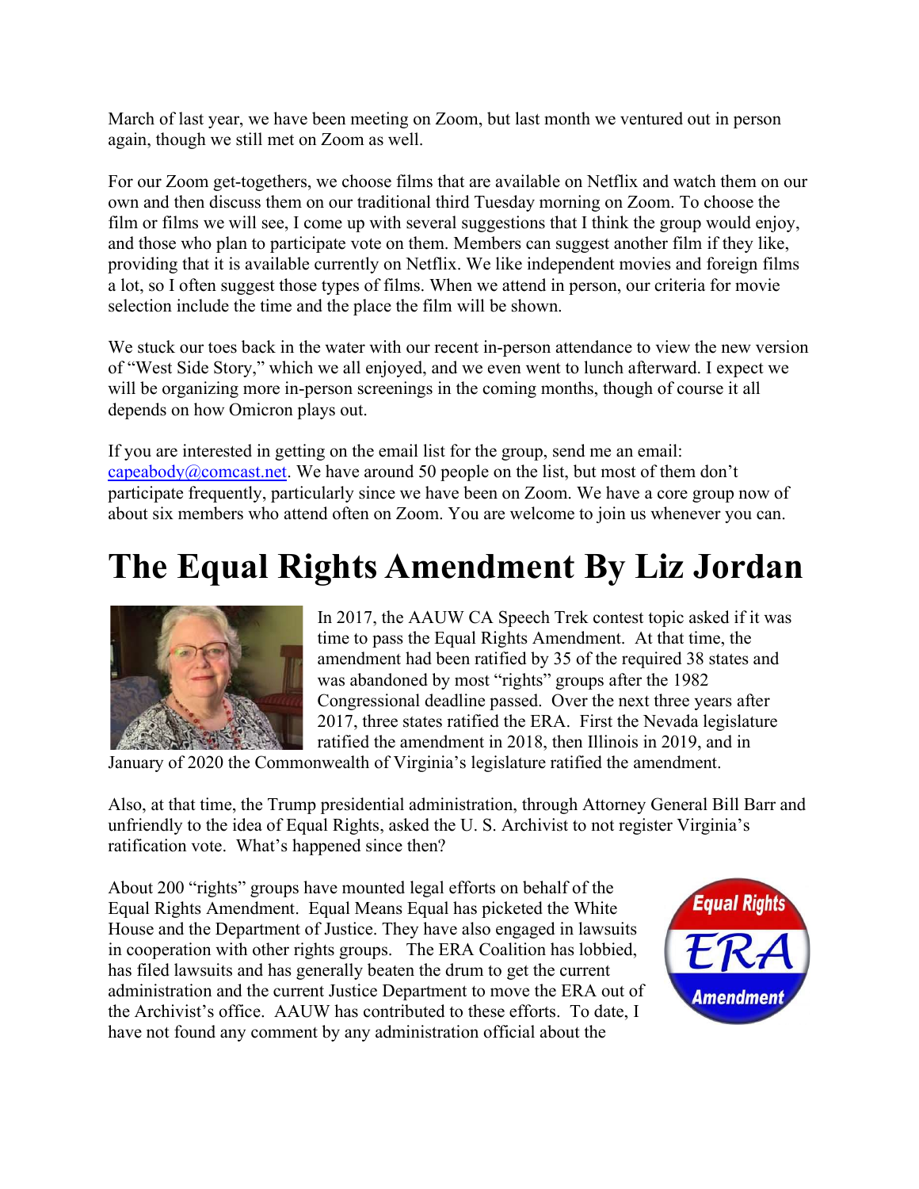March of last year, we have been meeting on Zoom, but last month we ventured out in person again, though we still met on Zoom as well.

For our Zoom get-togethers, we choose films that are available on Netflix and watch them on our own and then discuss them on our traditional third Tuesday morning on Zoom. To choose the film or films we will see, I come up with several suggestions that I think the group would enjoy, and those who plan to participate vote on them. Members can suggest another film if they like, providing that it is available currently on Netflix. We like independent movies and foreign films a lot, so I often suggest those types of films. When we attend in person, our criteria for movie selection include the time and the place the film will be shown.

We stuck our toes back in the water with our recent in-person attendance to view the new version of "West Side Story," which we all enjoyed, and we even went to lunch afterward. I expect we will be organizing more in-person screenings in the coming months, though of course it all depends on how Omicron plays out.

If you are interested in getting on the email list for the group, send me an email: capeabody@comcast.net. We have around 50 people on the list, but most of them don't participate frequently, particularly since we have been on Zoom. We have a core group now of about six members who attend often on Zoom. You are welcome to join us whenever you can.

# The Equal Rights Amendment By Liz Jordan

In 2017, the AAUW CA Speech Trek contest topic asked if it was time to pass the Equal Rights Amendment. At that time, the amendment had been ratified by 35 of the required 38 states and was abandoned by most "rights" groups after the 1982 Congressional deadline passed. Over the next three years after 2017, three states ratified the ERA. First the Nevada legislature ratified the amendment in 2018, then Illinois in 2019, and in January of 2020 the Commonwealth of Virginia's legislature ratified the amendment.

Also, at that time, the Trump presidential administration, through Attorney General Bill Barr and unfriendly to the idea of Equal Rights, asked the U. S. Archivist to not register Virginia's ratification vote. What's happened since then?

About 200 "rights" groups have mounted legal efforts on behalf of the Equal Rights Amendment. Equal Means Equal has picketed the White House and the Department of Justice. They have also engaged in lawsuits in cooperation with other rights groups. The ERA Coalition has lobbied, has filed lawsuits and has generally beaten the drum to get the current administration and the current Justice Department to move the ERA out of the Archivist's office. AAUW has contributed to these efforts. To date, I have not found any comment by any administration official about the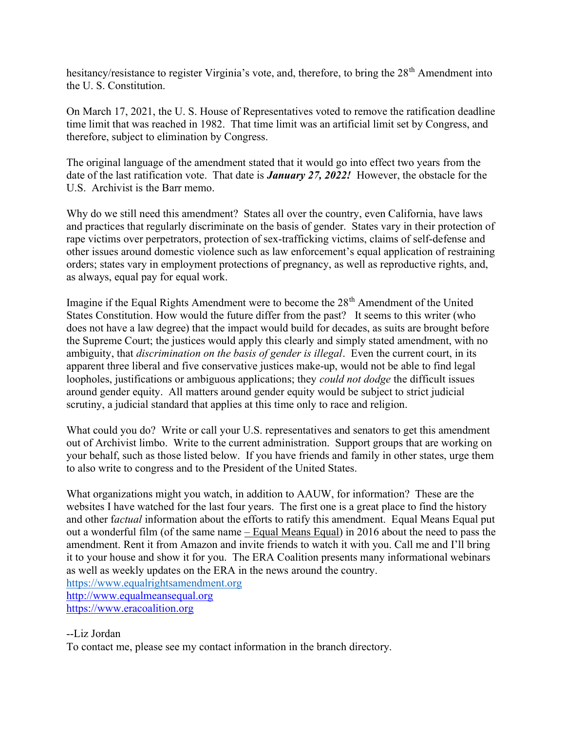hesitancy/resistance to register Virginia's vote, and, therefore, to bring the 28th Amendment into the U. S. Constitution.

On March 17, 2021, the U. S. House of Representatives voted to remove the ratification deadline time limit that was reached in 1982. That time limit was an artificial limit set by Congress, and therefore, subject to elimination by Congress.

The original language of the amendment stated that it would go into effect two years from the date of the last ratification vote. That date is ***January 27, 2022!*** However, the obstacle for the U.S. Archivist is the Barr memo.

Why do we still need this amendment? States all over the country, even California, have laws and practices that regularly discriminate on the basis of gender. States vary in their protection of rape victims over perpetrators, protection of sex-trafficking victims, claims of self-defense and other issues around domestic violence such as law enforcement's equal application of restraining orders; states vary in employment protections of pregnancy, as well as reproductive rights, and, as always, equal pay for equal work.

Imagine if the Equal Rights Amendment were to become the 28th Amendment of the United States Constitution. How would the future differ from the past? It seems to this writer (who does not have a law degree) that the impact would build for decades, as suits are brought before the Supreme Court; the justices would apply this clearly and simply stated amendment, with no ambiguity, that *discrimination on the basis of gender is illegal*. Even the current court, in its apparent three liberal and five conservative justices make-up, would not be able to find legal loopholes, justifications or ambiguous applications; they *could not dodge* the difficult issues around gender equity. All matters around gender equity would be subject to strict judicial scrutiny, a judicial standard that applies at this time only to race and religion.

What could you do? Write or call your U.S. representatives and senators to get this amendment out of Archivist limbo. Write to the current administration. Support groups that are working on your behalf, such as those listed below. If you have friends and family in other states, urge them to also write to congress and to the President of the United States.

What organizations might you watch, in addition to AAUW, for information? These are the websites I have watched for the last four years. The first one is a great place to find the history and other f*actual* information about the efforts to ratify this amendment. Equal Means Equal put out a wonderful film (of the same name – Equal Means Equal) in 2016 about the need to pass the amendment. Rent it from Amazon and invite friends to watch it with you. Call me and I'll bring it to your house and show it for you. The ERA Coalition presents many informational webinars as well as weekly updates on the ERA in the news around the country.
https://www.equalrightsamendment.org
http://www.equalmeansequal.org
https://www.eracoalition.org

--Liz Jordan
To contact me, please see my contact information in the branch directory.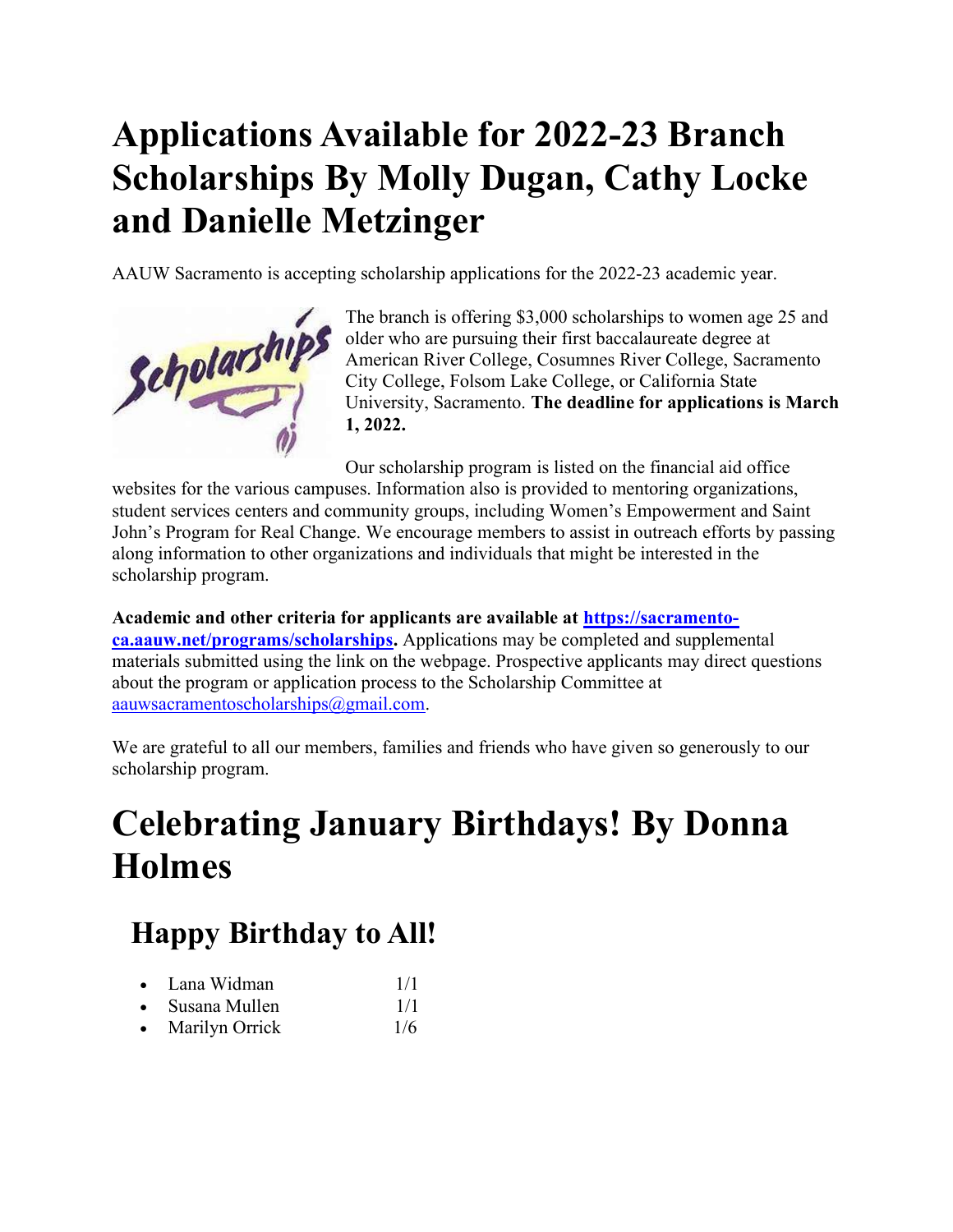# Applications Available for 2022-23 Branch Scholarships By Molly Dugan, Cathy Locke and Danielle Metzinger

AAUW Sacramento is accepting scholarship applications for the 2022-23 academic year.

The branch is offering $3,000 scholarships to women age 25 and older who are pursuing their first baccalaureate degree at American River College, Cosumnes River College, Sacramento City College, Folsom Lake College, or California State University, Sacramento. **The deadline for applications is March 1, 2022.**

Our scholarship program is listed on the financial aid office websites for the various campuses. Information also is provided to mentoring organizations, student services centers and community groups, including Women's Empowerment and Saint John's Program for Real Change. We encourage members to assist in outreach efforts by passing along information to other organizations and individuals that might be interested in the scholarship program.

**Academic and other criteria for applicants are available at [https://sacramento-ca.aauw.net/programs/scholarships](https://sacramento-ca.aauw.net/programs/scholarships).** Applications may be completed and supplemental materials submitted using the link on the webpage. Prospective applicants may direct questions about the program or application process to the Scholarship Committee at aauwsacramentoscholarships@gmail.com.

We are grateful to all our members, families and friends who have given so generously to our scholarship program.

# Celebrating January Birthdays! By Donna Holmes

## Happy Birthday to All!

- Lana Widman 1/1
- Susana Mullen 1/1
- Marilyn Orrick 1/6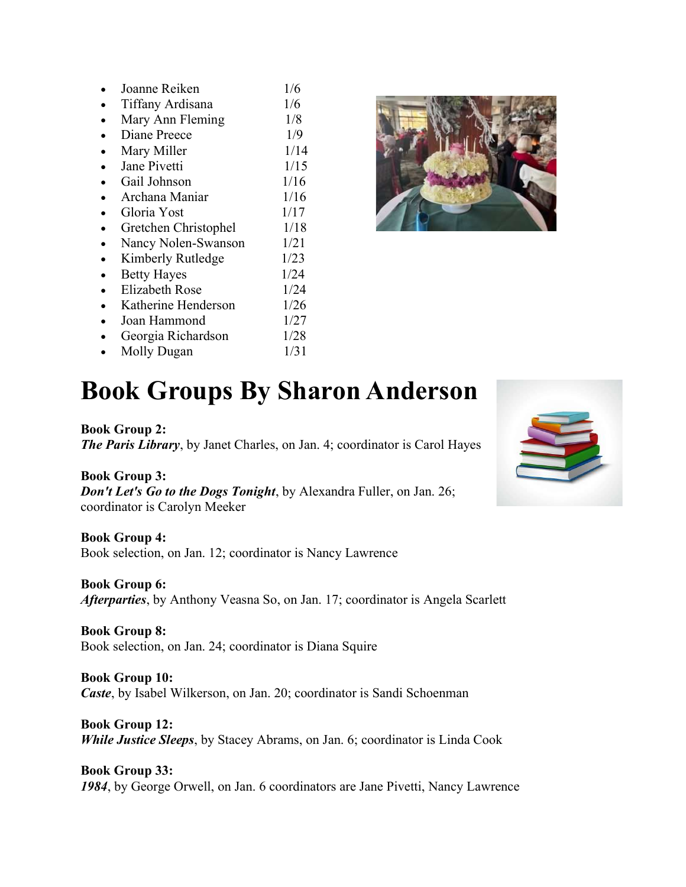- Joanne Reiken 1/6
- Tiffany Ardisana 1/6
- Mary Ann Fleming 1/8
- Diane Preece 1/9
- Mary Miller 1/14
- Jane Pivetti 1/15
- Gail Johnson 1/16
- Archana Maniar 1/16
- Gloria Yost 1/17
- Gretchen Christophel 1/18
- Nancy Nolen-Swanson 1/21
- Kimberly Rutledge 1/23
- Betty Hayes 1/24
- Elizabeth Rose 1/24
- Katherine Henderson 1/26
- Joan Hammond 1/27
- Georgia Richardson 1/28
- Molly Dugan 1/31

# Book Groups By Sharon Anderson

**Book Group 2:**
***The Paris Library***, by Janet Charles, on Jan. 4; coordinator is Carol Hayes

**Book Group 3:**
***Don't Let's Go to the Dogs Tonight***, by Alexandra Fuller, on Jan. 26; coordinator is Carolyn Meeker

**Book Group 4:**
Book selection, on Jan. 12; coordinator is Nancy Lawrence

**Book Group 6:**
***Afterparties***, by Anthony Veasna So, on Jan. 17; coordinator is Angela Scarlett

**Book Group 8:**
Book selection, on Jan. 24; coordinator is Diana Squire

**Book Group 10:**
***Caste***, by Isabel Wilkerson, on Jan. 20; coordinator is Sandi Schoenman

**Book Group 12:**
***While Justice Sleeps***, by Stacey Abrams, on Jan. 6; coordinator is Linda Cook

**Book Group 33:**
***1984***, by George Orwell, on Jan. 6 coordinators are Jane Pivetti, Nancy Lawrence